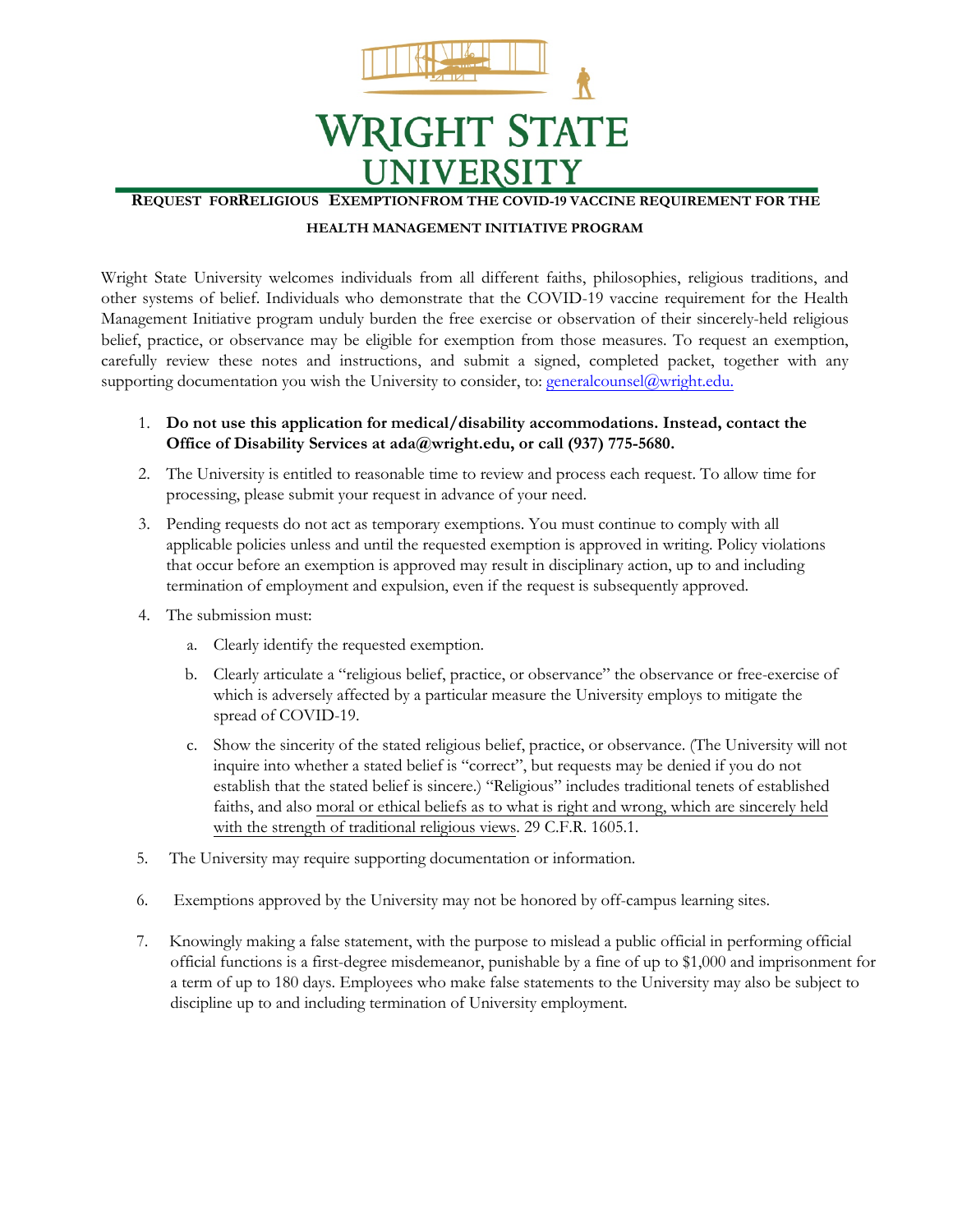# WRIGHT STATE UNIVERSITY

## REQUEST FOR RELIGIOUS EXEMPTION FROM THE COVID-19 VACCINE REQUIREMENT FOR THE HEALTH MANAGEMENT INITIATIVE PROGRAM

Wright State University welcomes individuals from all different faiths, philosophies, religious traditions, and other systems of belief. Individuals who demonstrate that the COVID-19 vaccine requirement for the Health Management Initiative program unduly burden the free exercise or observation of their sincerely-held religious belief, practice, or observance may be eligible for exemption from those measures. To request an exemption, carefully review these notes and instructions, and submit a signed, completed packet, together with any supporting documentation you wish the University to consider, to: generalcounsel@wright.edu.

1. **Do not use this application for medical/disability accommodations. Instead, contact the Office of Disability Services at ada@wright.edu, or call (937) 775-5680.**
2. The University is entitled to reasonable time to review and process each request. To allow time for processing, please submit your request in advance of your need.
3. Pending requests do not act as temporary exemptions. You must continue to comply with all applicable policies unless and until the requested exemption is approved in writing. Policy violations that occur before an exemption is approved may result in disciplinary action, up to and including termination of employment and expulsion, even if the request is subsequently approved.
4. The submission must:
   a. Clearly identify the requested exemption.
   b. Clearly articulate a "religious belief, practice, or observance" the observance or free-exercise of which is adversely affected by a particular measure the University employs to mitigate the spread of COVID-19.
   c. Show the sincerity of the stated religious belief, practice, or observance. (The University will not inquire into whether a stated belief is "correct", but requests may be denied if you do not establish that the stated belief is sincere.) "Religious" includes traditional tenets of established faiths, and also moral or ethical beliefs as to what is right and wrong, which are sincerely held with the strength of traditional religious views. 29 C.F.R. 1605.1.
5. The University may require supporting documentation or information.
6. Exemptions approved by the University may not be honored by off-campus learning sites.
7. Knowingly making a false statement, with the purpose to mislead a public official in performing official official functions is a first-degree misdemeanor, punishable by a fine of up to $1,000 and imprisonment for a term of up to 180 days. Employees who make false statements to the University may also be subject to discipline up to and including termination of University employment.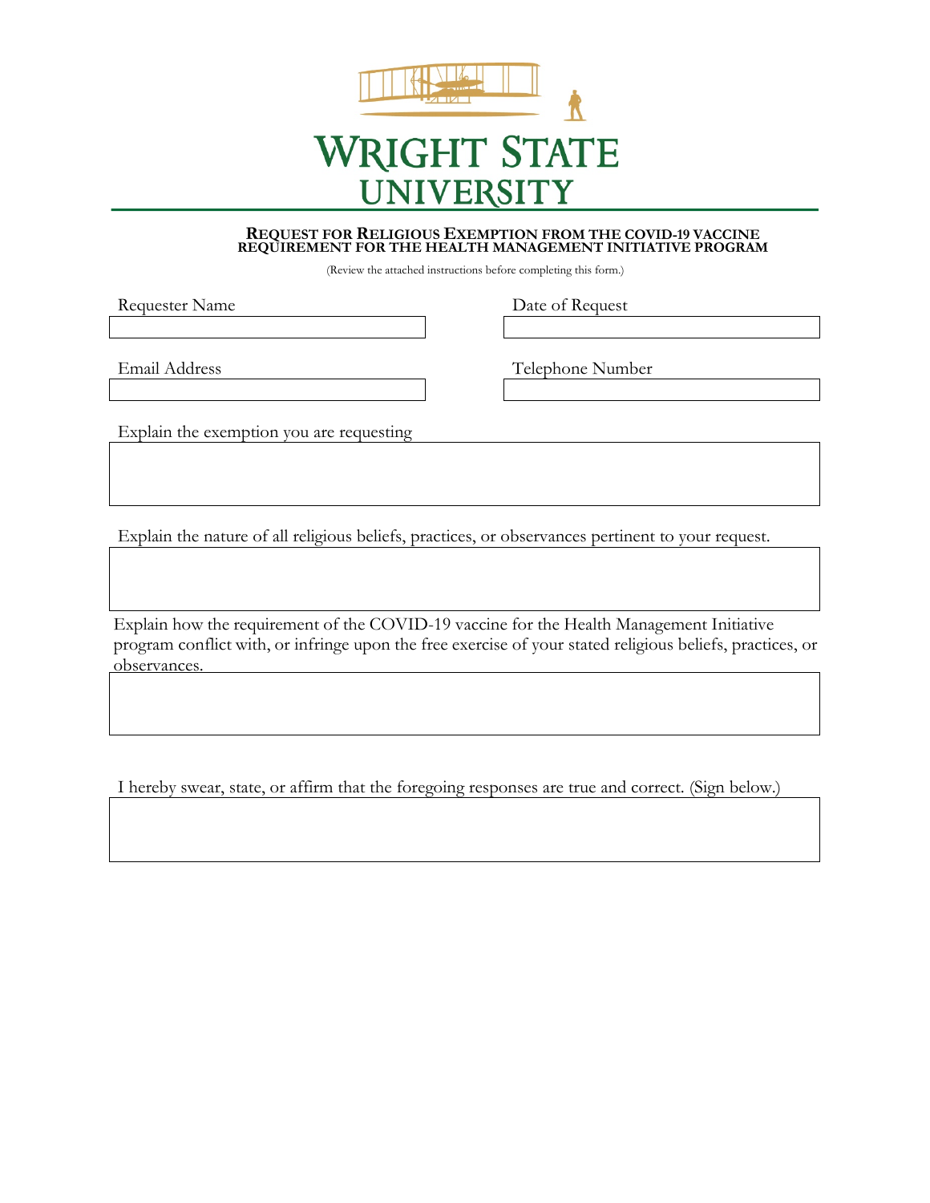# WRIGHT STATE UNIVERSITY

## REQUEST FOR RELIGIOUS EXEMPTION FROM THE COVID-19 VACCINE REQUIREMENT FOR THE HEALTH MANAGEMENT INITIATIVE PROGRAM

(Review the attached instructions before completing this form.)

Requester Name

Date of Request

Email Address

Telephone Number

Explain the exemption you are requesting

Explain the nature of all religious beliefs, practices, or observances pertinent to your request.

Explain how the requirement of the COVID-19 vaccine for the Health Management Initiative program conflict with, or infringe upon the free exercise of your stated religious beliefs, practices, or observances.

I hereby swear, state, or affirm that the foregoing responses are true and correct. (Sign below.)